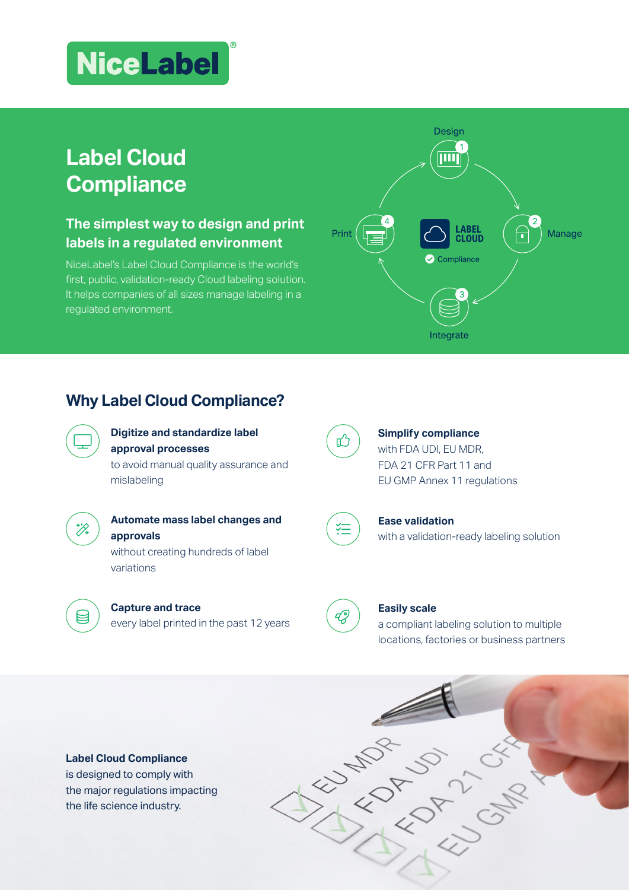NiceLabel®

# Label Cloud Compliance

### The simplest way to design and print labels in a regulated environment

NiceLabel's Label Cloud Compliance is the world's first, public, validation-ready Cloud labeling solution. It helps companies of all sizes manage labeling in a regulated environment.

Design 1 · Manage 2 · Integrate 3 · Print 4

LABEL CLOUD
Compliance

## Why Label Cloud Compliance?

**Digitize and standardize label approval processes**
to avoid manual quality assurance and mislabeling

**Automate mass label changes and approvals**
without creating hundreds of label variations

**Capture and trace**
every label printed in the past 12 years

**Simplify compliance**
with FDA UDI, EU MDR, FDA 21 CFR Part 11 and EU GMP Annex 11 regulations

**Ease validation**
with a validation-ready labeling solution

**Easily scale**
a compliant labeling solution to multiple locations, factories or business partners

**Label Cloud Compliance**
is designed to comply with the major regulations impacting the life science industry.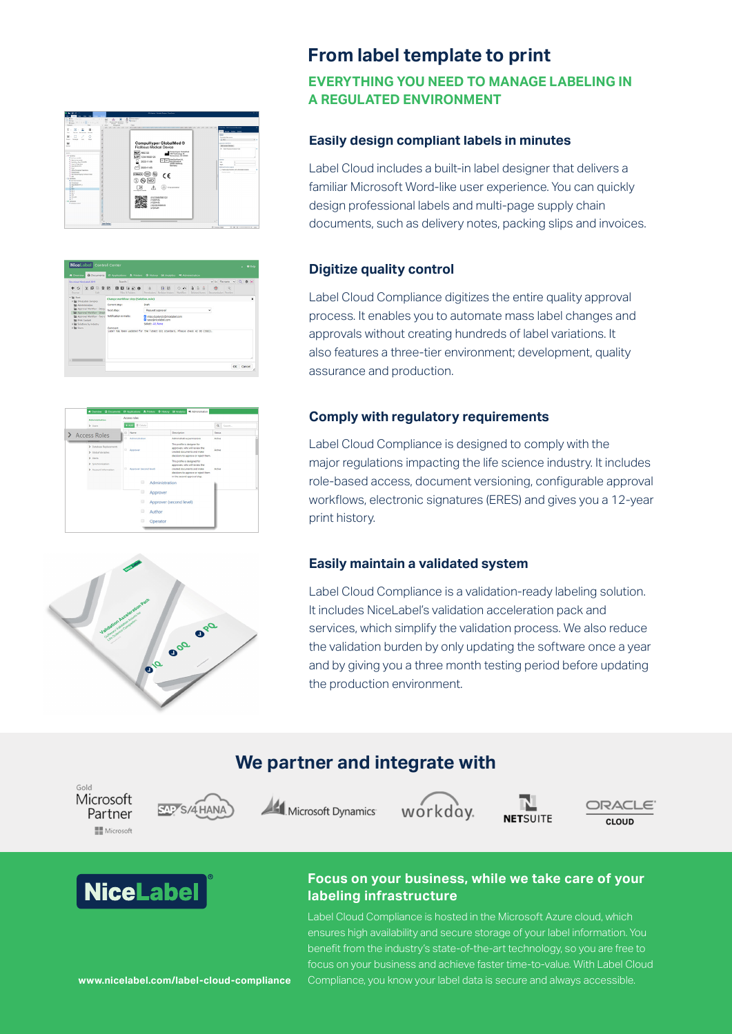# From label template to print

## EVERYTHING YOU NEED TO MANAGE LABELING IN A REGULATED ENVIRONMENT

### Easily design compliant labels in minutes

Label Cloud includes a built-in label designer that delivers a familiar Microsoft Word-like user experience. You can quickly design professional labels and multi-page supply chain documents, such as delivery notes, packing slips and invoices.

### Digitize quality control

Label Cloud Compliance digitizes the entire quality approval process. It enables you to automate mass label changes and approvals without creating hundreds of label variations. It also features a three-tier environment; development, quality assurance and production.

### Comply with regulatory requirements

Label Cloud Compliance is designed to comply with the major regulations impacting the life science industry. It includes role-based access, document versioning, configurable approval workflows, electronic signatures (ERES) and gives you a 12-year print history.

### Easily maintain a validated system

Label Cloud Compliance is a validation-ready labeling solution. It includes NiceLabel's validation acceleration pack and services, which simplify the validation process. We also reduce the validation burden by only updating the software once a year and by giving you a three month testing period before updating the production environment.

## We partner and integrate with

Gold Microsoft Partner · SAP S/4HANA · Microsoft Dynamics · workday · NETSUITE · ORACLE CLOUD

NiceLabel®

www.nicelabel.com/label-cloud-compliance

### Focus on your business, while we take care of your labeling infrastructure

Label Cloud Compliance is hosted in the Microsoft Azure cloud, which ensures high availability and secure storage of your label information. You benefit from the industry's state-of-the-art technology, so you are free to focus on your business and achieve faster time-to-value. With Label Cloud Compliance, you know your label data is secure and always accessible.